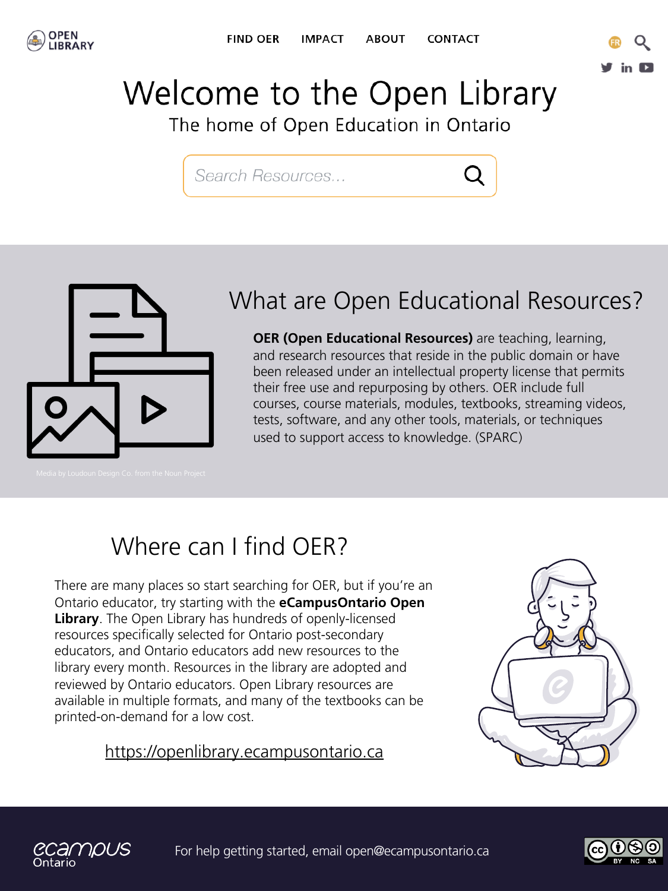OPEN LIBRARY

FIND OER    IMPACT    ABOUT    CONTACT

# Welcome to the Open Library

The home of Open Education in Ontario

Search Resources...

## What are Open Educational Resources?

**OER (Open Educational Resources)** are teaching, learning, and research resources that reside in the public domain or have been released under an intellectual property license that permits their free use and repurposing by others. OER include full courses, course materials, modules, textbooks, streaming videos, tests, software, and any other tools, materials, or techniques used to support access to knowledge. (SPARC)

Media by Loudoun Design Co. from the Noun Project

## Where can I find OER?

There are many places so start searching for OER, but if you're an Ontario educator, try starting with the **eCampusOntario Open Library**. The Open Library has hundreds of openly-licensed resources specifically selected for Ontario post-secondary educators, and Ontario educators add new resources to the library every month. Resources in the library are adopted and reviewed by Ontario educators. Open Library resources are available in multiple formats, and many of the textbooks can be printed-on-demand for a low cost.

https://openlibrary.ecampusontario.ca

ecampus Ontario

For help getting started, email open@ecampusontario.ca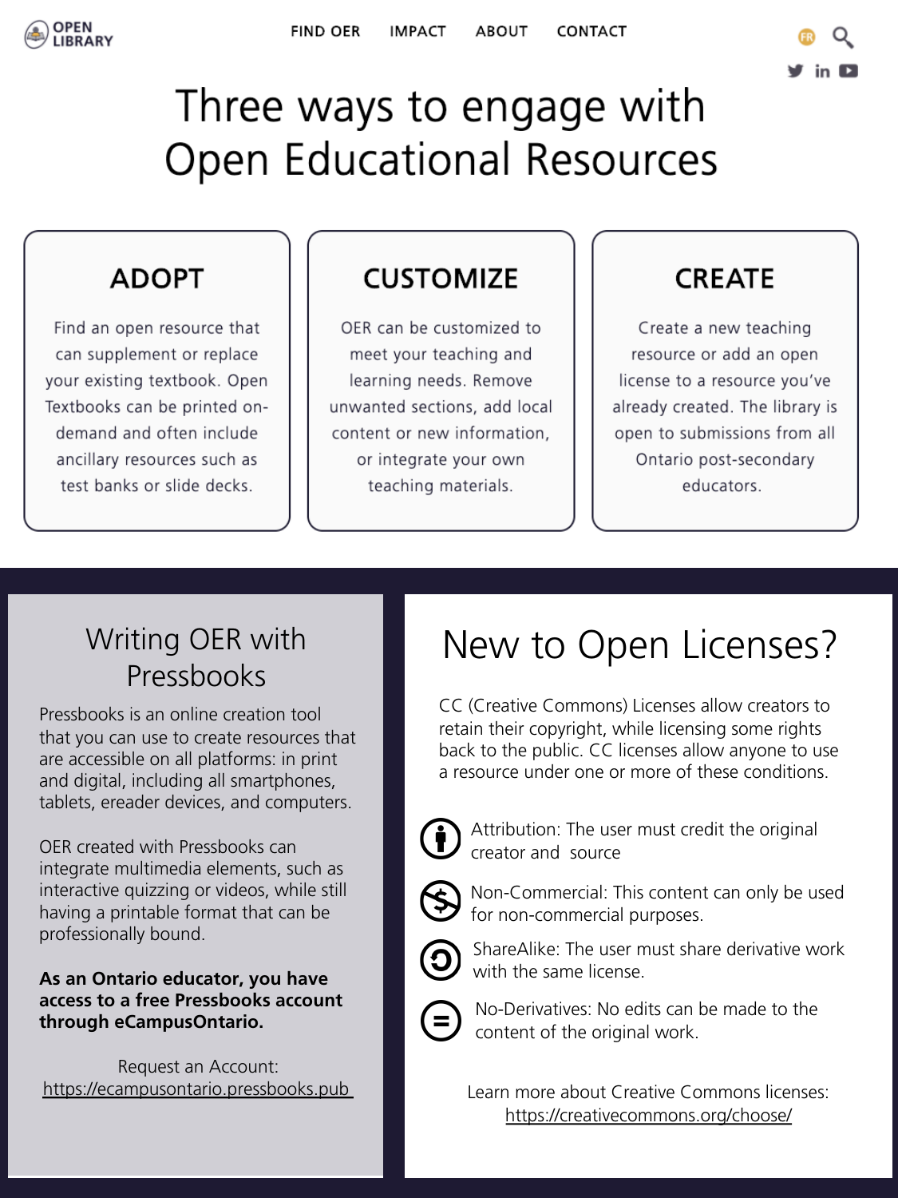OPEN LIBRARY

FIND OER IMPACT ABOUT CONTACT

# Three ways to engage with Open Educational Resources

## ADOPT

Find an open resource that can supplement or replace your existing textbook. Open Textbooks can be printed on-demand and often include ancillary resources such as test banks or slide decks.

## CUSTOMIZE

OER can be customized to meet your teaching and learning needs. Remove unwanted sections, add local content or new information, or integrate your own teaching materials.

## CREATE

Create a new teaching resource or add an open license to a resource you've already created. The library is open to submissions from all Ontario post-secondary educators.

## Writing OER with Pressbooks

Pressbooks is an online creation tool that you can use to create resources that are accessible on all platforms: in print and digital, including all smartphones, tablets, ereader devices, and computers.

OER created with Pressbooks can integrate multimedia elements, such as interactive quizzing or videos, while still having a printable format that can be professionally bound.

**As an Ontario educator, you have access to a free Pressbooks account through eCampusOntario.**

Request an Account:
https://ecampusontario.pressbooks.pub

## New to Open Licenses?

CC (Creative Commons) Licenses allow creators to retain their copyright, while licensing some rights back to the public. CC licenses allow anyone to use a resource under one or more of these conditions.

- Attribution: The user must credit the original creator and source
- Non-Commercial: This content can only be used for non-commercial purposes.
- ShareAlike: The user must share derivative work with the same license.
- No-Derivatives: No edits can be made to the content of the original work.

Learn more about Creative Commons licenses:
https://creativecommons.org/choose/